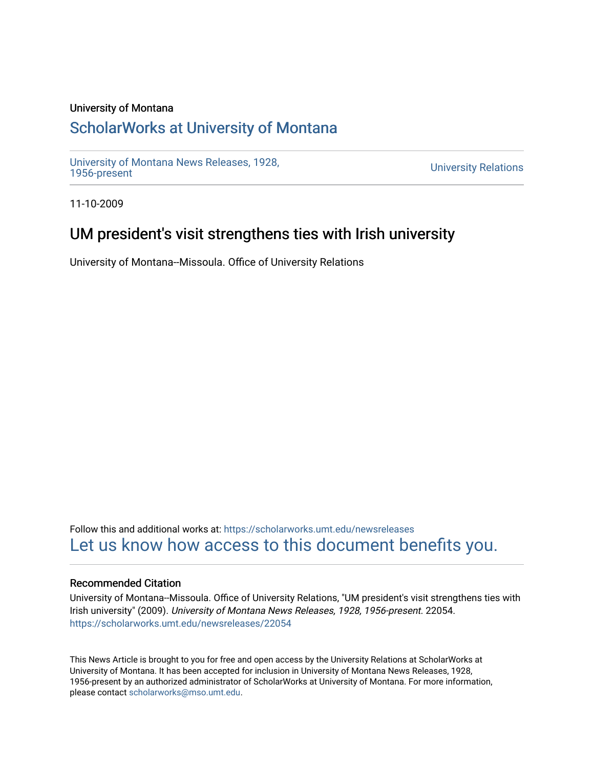University of Montana

# ScholarWorks at University of Montana

University of Montana News Releases, 1928, 1956-present

University Relations

11-10-2009

## UM president's visit strengthens ties with Irish university

University of Montana--Missoula. Office of University Relations

Follow this and additional works at: https://scholarworks.umt.edu/newsreleases

Let us know how access to this document benefits you.

### Recommended Citation

University of Montana--Missoula. Office of University Relations, "UM president's visit strengthens ties with Irish university" (2009). *University of Montana News Releases, 1928, 1956-present*. 22054.
https://scholarworks.umt.edu/newsreleases/22054

This News Article is brought to you for free and open access by the University Relations at ScholarWorks at University of Montana. It has been accepted for inclusion in University of Montana News Releases, 1928, 1956-present by an authorized administrator of ScholarWorks at University of Montana. For more information, please contact scholarworks@mso.umt.edu.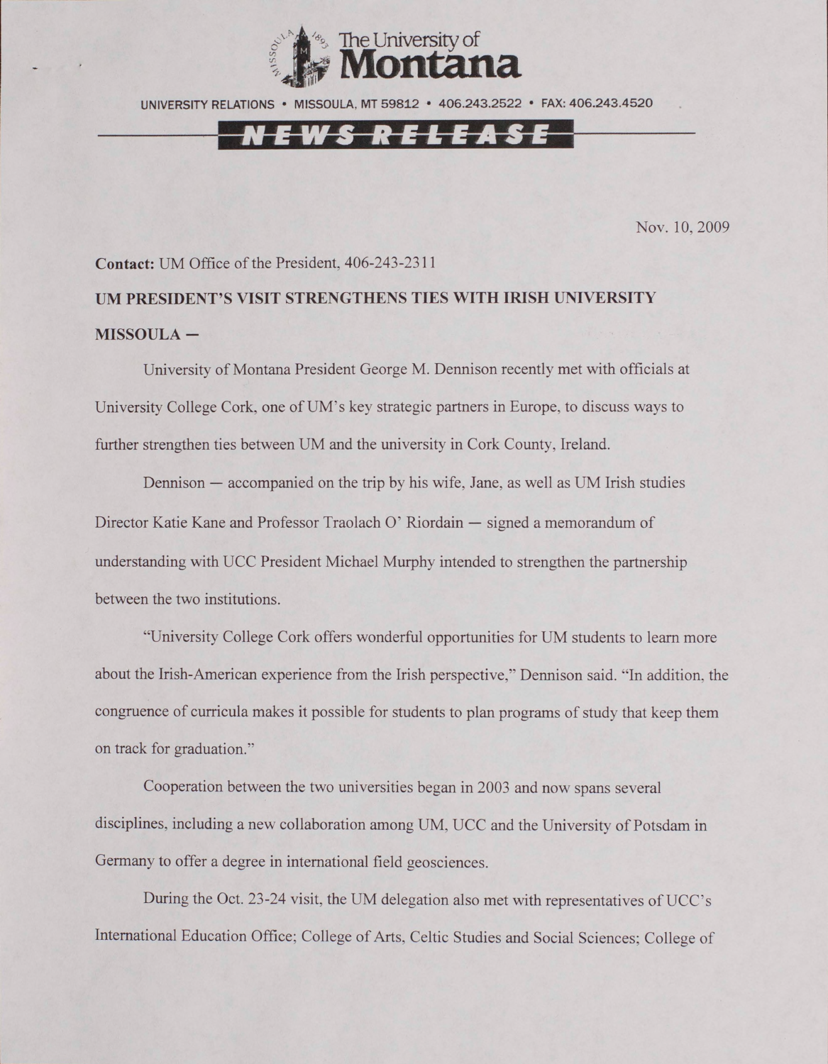The University of Montana

UNIVERSITY RELATIONS • MISSOULA, MT 59812 • 406.243.2522 • FAX: 406.243.4520

**NEWS RELEASE**

Nov. 10, 2009

**Contact:** UM Office of the President, 406-243-2311

**UM PRESIDENT'S VISIT STRENGTHENS TIES WITH IRISH UNIVERSITY**

**MISSOULA —**

University of Montana President George M. Dennison recently met with officials at University College Cork, one of UM's key strategic partners in Europe, to discuss ways to further strengthen ties between UM and the university in Cork County, Ireland.

Dennison — accompanied on the trip by his wife, Jane, as well as UM Irish studies Director Katie Kane and Professor Traolach O' Riordain — signed a memorandum of understanding with UCC President Michael Murphy intended to strengthen the partnership between the two institutions.

"University College Cork offers wonderful opportunities for UM students to learn more about the Irish-American experience from the Irish perspective," Dennison said. "In addition, the congruence of curricula makes it possible for students to plan programs of study that keep them on track for graduation."

Cooperation between the two universities began in 2003 and now spans several disciplines, including a new collaboration among UM, UCC and the University of Potsdam in Germany to offer a degree in international field geosciences.

During the Oct. 23-24 visit, the UM delegation also met with representatives of UCC's International Education Office; College of Arts, Celtic Studies and Social Sciences; College of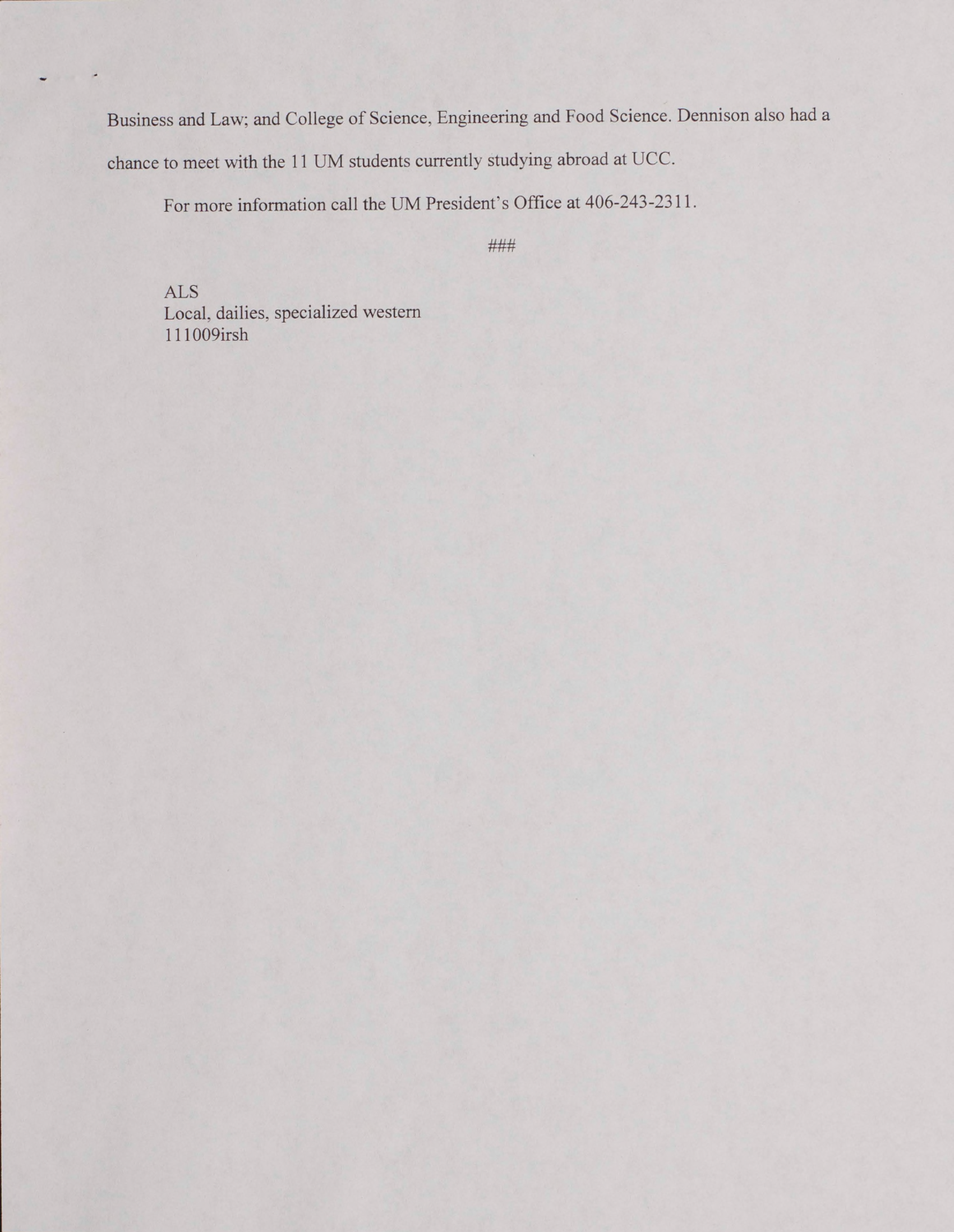Business and Law; and College of Science, Engineering and Food Science. Dennison also had a chance to meet with the 11 UM students currently studying abroad at UCC.

For more information call the UM President's Office at 406-243-2311.

###

ALS
Local, dailies, specialized western
111009irsh